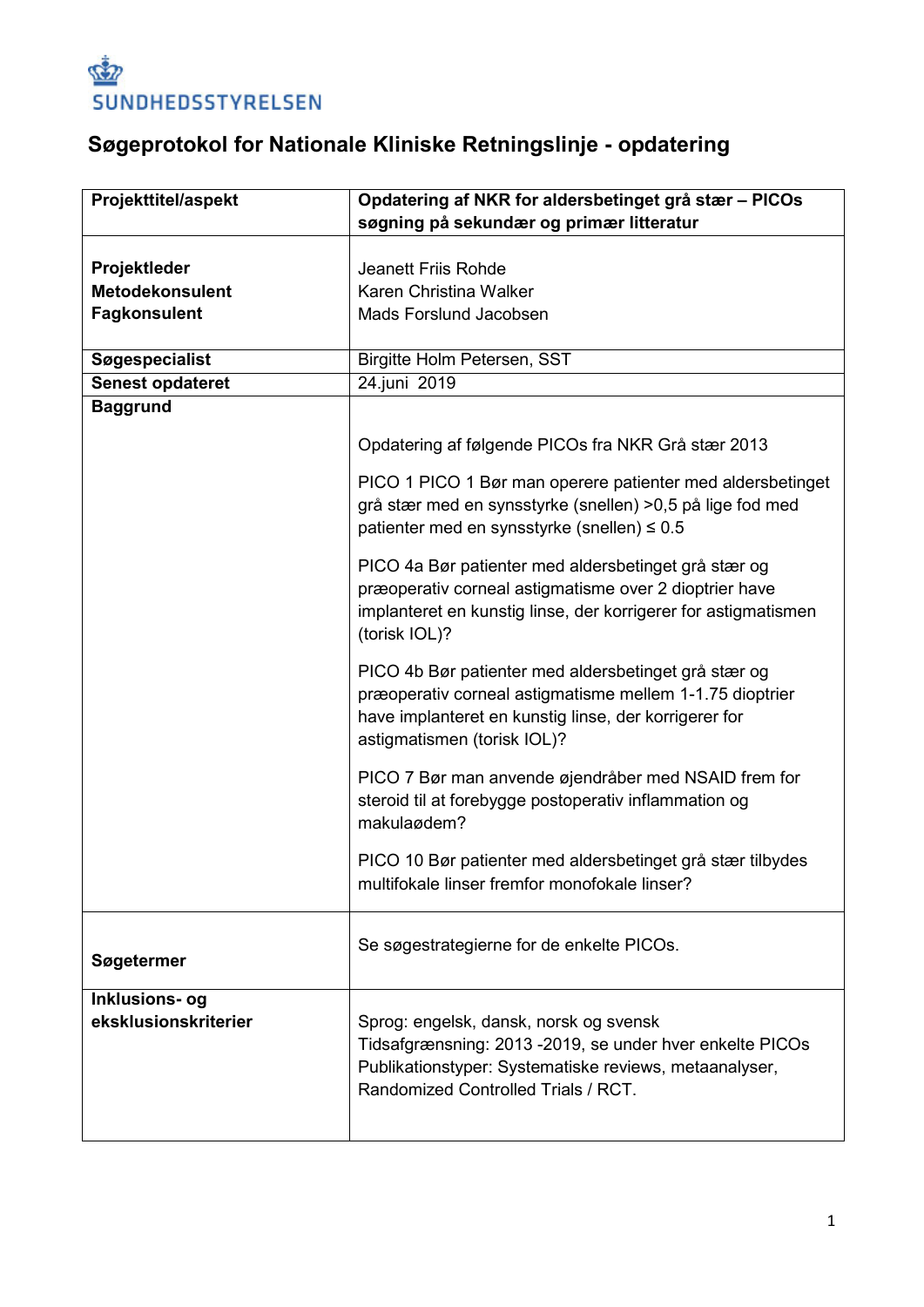SUNDHEDSSTYRELSEN

# Søgeprotokol for Nationale Kliniske Retningslinje - opdatering

| Projekttitel/aspekt | **Opdatering af NKR for aldersbetinget grå stær – PICOs søgning på sekundær og primær litteratur** |
|---|---|
| **Projektleder**<br>**Metodekonsulent**<br>**Fagkonsulent** | Jeanett Friis Rohde<br>Karen Christina Walker<br>Mads Forslund Jacobsen |
| **Søgespecialist** | Birgitte Holm Petersen, SST |
| **Senest opdateret** | 24.juni 2019 |
| **Baggrund** | Opdatering af følgende PICOs fra NKR Grå stær 2013<br><br>PICO 1 PICO 1 Bør man operere patienter med aldersbetinget grå stær med en synsstyrke (snellen) >0,5 på lige fod med patienter med en synsstyrke (snellen) ≤ 0.5<br><br>PICO 4a Bør patienter med aldersbetinget grå stær og præoperativ corneal astigmatisme over 2 dioptrier have implanteret en kunstig linse, der korrigerer for astigmatismen (torisk IOL)?<br><br>PICO 4b Bør patienter med aldersbetinget grå stær og præoperativ corneal astigmatisme mellem 1-1.75 dioptrier have implanteret en kunstig linse, der korrigerer for astigmatismen (torisk IOL)?<br><br>PICO 7 Bør man anvende øjendråber med NSAID frem for steroid til at forebygge postoperativ inflammation og makulaødem?<br><br>PICO 10 Bør patienter med aldersbetinget grå stær tilbydes multifokale linser fremfor monofokale linser? |
| **Søgetermer** | Se søgestrategierne for de enkelte PICOs. |
| **Inklusions- og eksklusionskriterier** | Sprog: engelsk, dansk, norsk og svensk<br>Tidsafgrænsning: 2013 -2019, se under hver enkelte PICOs<br>Publikationstyper: Systematiske reviews, metaanalyser, Randomized Controlled Trials / RCT. |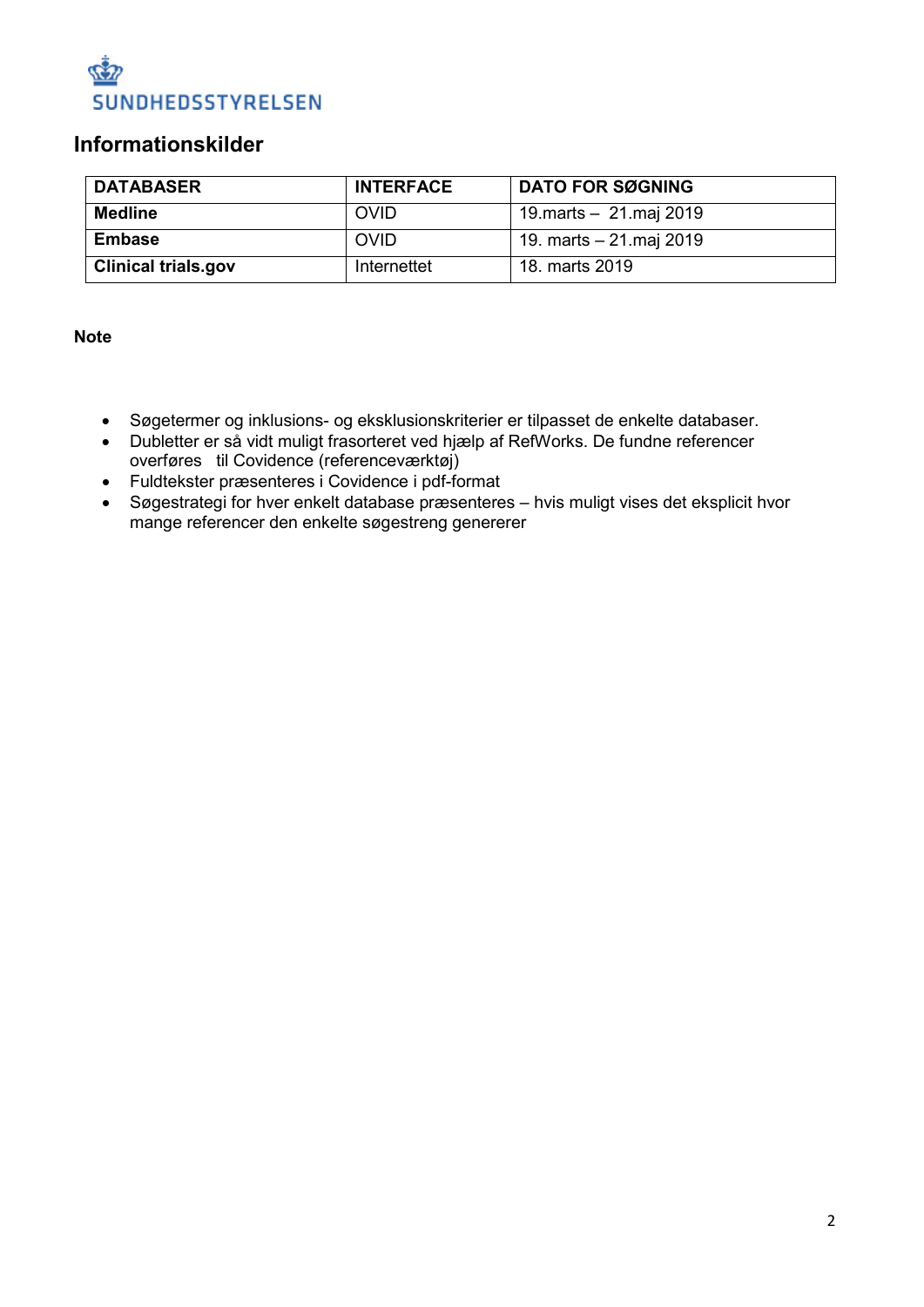## Informationskilder

| DATABASER | INTERFACE | DATO FOR SØGNING |
| --- | --- | --- |
| **Medline** | OVID | 19.marts – 21.maj 2019 |
| **Embase** | OVID | 19. marts – 21.maj 2019 |
| **Clinical trials.gov** | Internettet | 18. marts 2019 |

**Note**

- Søgetermer og inklusions- og eksklusionskriterier er tilpasset de enkelte databaser.
- Dubletter er så vidt muligt frasorteret ved hjælp af RefWorks. De fundne referencer overføres til Covidence (referenceværktøj)
- Fuldtekster præsenteres i Covidence i pdf-format
- Søgestrategi for hver enkelt database præsenteres – hvis muligt vises det eksplicit hvor mange referencer den enkelte søgestreng genererer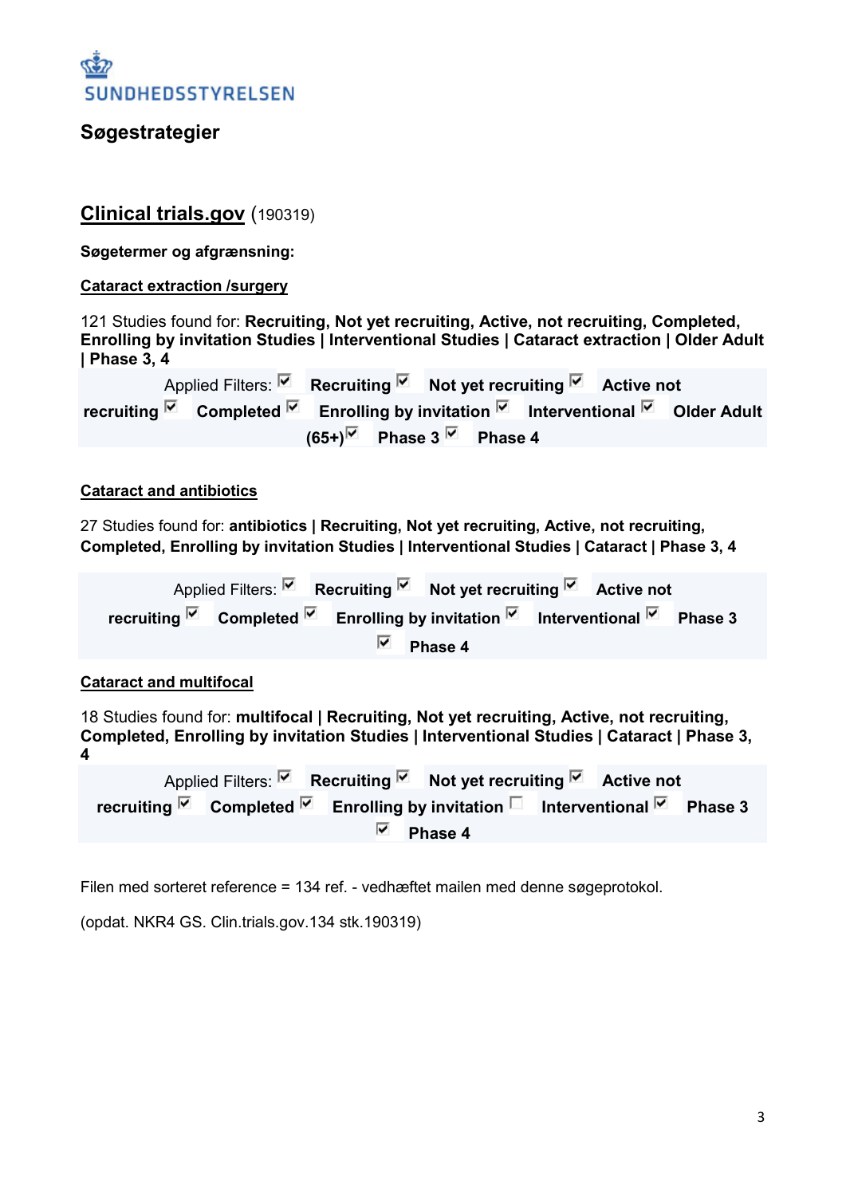SUNDHEDSSTYRELSEN

## Søgestrategier

### Clinical trials.gov (190319)

**Søgetermer og afgrænsning:**

**Cataract extraction /surgery**

121 Studies found for: **Recruiting, Not yet recruiting, Active, not recruiting, Completed, Enrolling by invitation Studies | Interventional Studies | Cataract extraction | Older Adult | Phase 3, 4**

Applied Filters: ☑ **Recruiting** ☑ **Not yet recruiting** ☑ **Active not recruiting** ☑ **Completed** ☑ **Enrolling by invitation** ☑ **Interventional** ☑ **Older Adult (65+)** ☑ **Phase 3** ☑ **Phase 4**

**Cataract and antibiotics**

27 Studies found for: **antibiotics | Recruiting, Not yet recruiting, Active, not recruiting, Completed, Enrolling by invitation Studies | Interventional Studies | Cataract | Phase 3, 4**

Applied Filters: ☑ **Recruiting** ☑ **Not yet recruiting** ☑ **Active not recruiting** ☑ **Completed** ☑ **Enrolling by invitation** ☑ **Interventional** ☑ **Phase 3** ☑ **Phase 4**

**Cataract and multifocal**

18 Studies found for: **multifocal | Recruiting, Not yet recruiting, Active, not recruiting, Completed, Enrolling by invitation Studies | Interventional Studies | Cataract | Phase 3, 4**

Applied Filters: ☑ **Recruiting** ☑ **Not yet recruiting** ☑ **Active not recruiting** ☑ **Completed** ☑ **Enrolling by invitation** ☐ **Interventional** ☑ **Phase 3** ☑ **Phase 4**

Filen med sorteret reference = 134 ref. - vedhæftet mailen med denne søgeprotokol.

(opdat. NKR4 GS. Clin.trials.gov.134 stk.190319)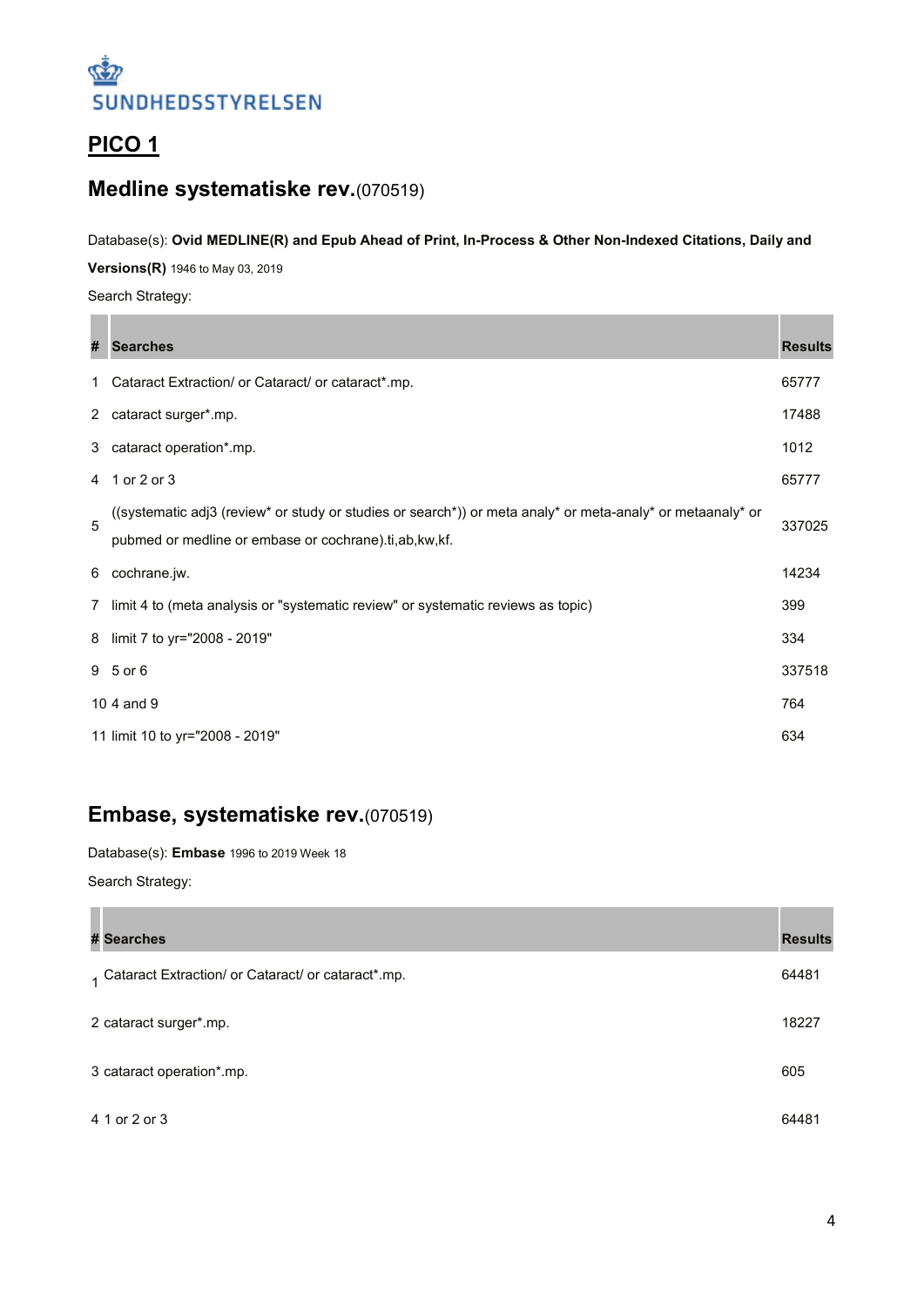SUNDHEDSSTYRELSEN

## PICO 1

## **Medline systematiske rev.**(070519)

Database(s): **Ovid MEDLINE(R) and Epub Ahead of Print, In-Process & Other Non-Indexed Citations, Daily and Versions(R)** 1946 to May 03, 2019

Search Strategy:

| # | Searches | Results |
|---|---|---|
| 1 | Cataract Extraction/ or Cataract/ or cataract*.mp. | 65777 |
| 2 | cataract surger*.mp. | 17488 |
| 3 | cataract operation*.mp. | 1012 |
| 4 | 1 or 2 or 3 | 65777 |
| 5 | ((systematic adj3 (review* or study or studies or search*)) or meta analy* or meta-analy* or metaanaly* or pubmed or medline or embase or cochrane).ti,ab,kw,kf. | 337025 |
| 6 | cochrane.jw. | 14234 |
| 7 | limit 4 to (meta analysis or "systematic review" or systematic reviews as topic) | 399 |
| 8 | limit 7 to yr="2008 - 2019" | 334 |
| 9 | 5 or 6 | 337518 |
| 10 | 4 and 9 | 764 |
| 11 | limit 10 to yr="2008 - 2019" | 634 |

## **Embase, systematiske rev.**(070519)

Database(s): **Embase** 1996 to 2019 Week 18

Search Strategy:

| # | Searches | Results |
|---|---|---|
| 1 | Cataract Extraction/ or Cataract/ or cataract*.mp. | 64481 |
| 2 | cataract surger*.mp. | 18227 |
| 3 | cataract operation*.mp. | 605 |
| 4 | 1 or 2 or 3 | 64481 |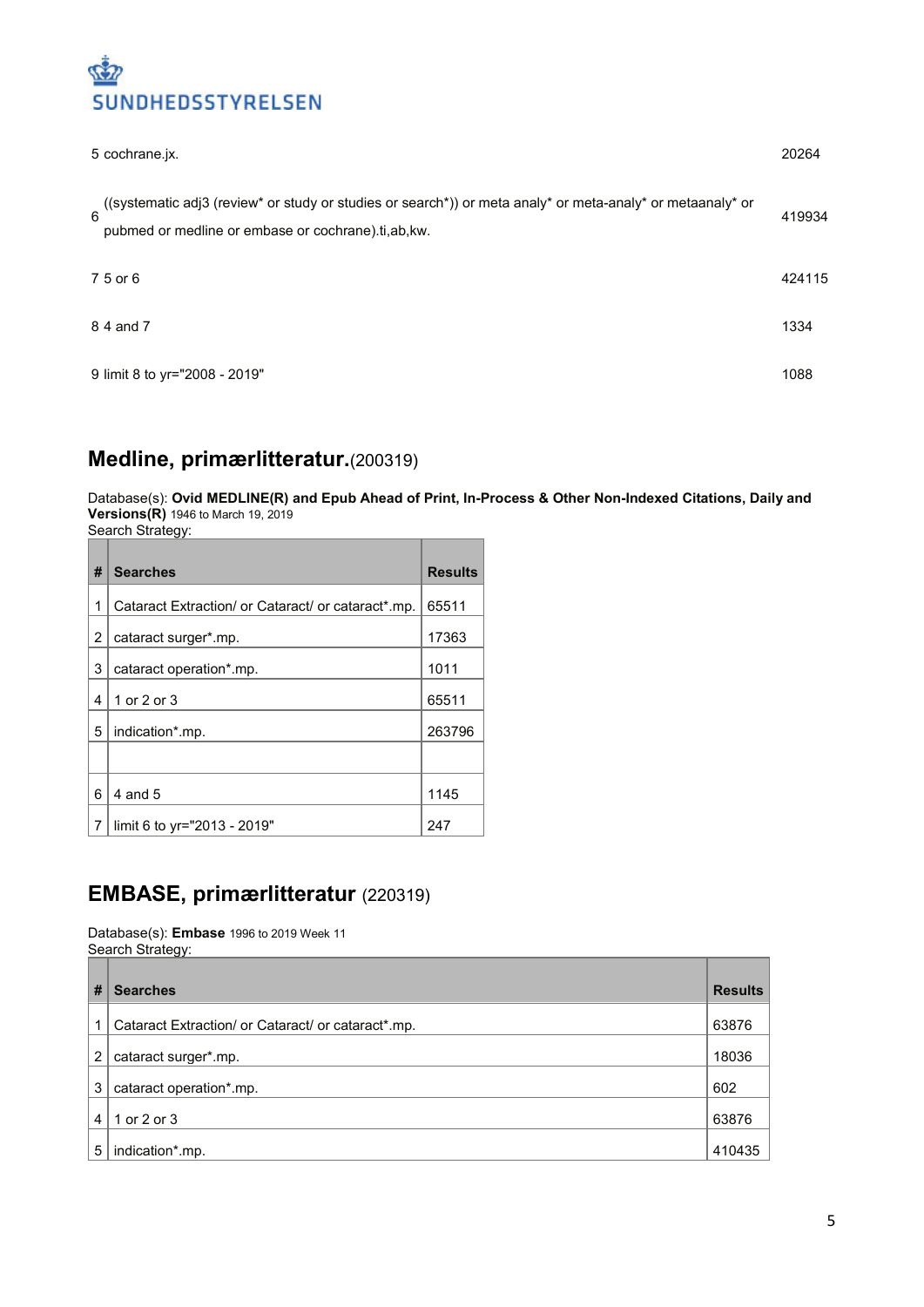| # | Searches | Results |
|---|---|---|
| 5 | cochrane.jx. | 20264 |
| 6 | ((systematic adj3 (review* or study or studies or search*)) or meta analy* or meta-analy* or metaanaly* or pubmed or medline or embase or cochrane).ti,ab,kw. | 419934 |
| 7 | 5 or 6 | 424115 |
| 8 | 4 and 7 | 1334 |
| 9 | limit 8 to yr="2008 - 2019" | 1088 |

## Medline, primærlitteratur.(200319)

Database(s): **Ovid MEDLINE(R) and Epub Ahead of Print, In-Process & Other Non-Indexed Citations, Daily and Versions(R)** 1946 to March 19, 2019
Search Strategy:

| # | Searches | Results |
|---|---|---|
| 1 | Cataract Extraction/ or Cataract/ or cataract*.mp. | 65511 |
| 2 | cataract surger*.mp. | 17363 |
| 3 | cataract operation*.mp. | 1011 |
| 4 | 1 or 2 or 3 | 65511 |
| 5 | indication*.mp. | 263796 |
| | | |
| 6 | 4 and 5 | 1145 |
| 7 | limit 6 to yr="2013 - 2019" | 247 |

## EMBASE, primærlitteratur (220319)

Database(s): **Embase** 1996 to 2019 Week 11
Search Strategy:

| # | Searches | Results |
|---|---|---|
| 1 | Cataract Extraction/ or Cataract/ or cataract*.mp. | 63876 |
| 2 | cataract surger*.mp. | 18036 |
| 3 | cataract operation*.mp. | 602 |
| 4 | 1 or 2 or 3 | 63876 |
| 5 | indication*.mp. | 410435 |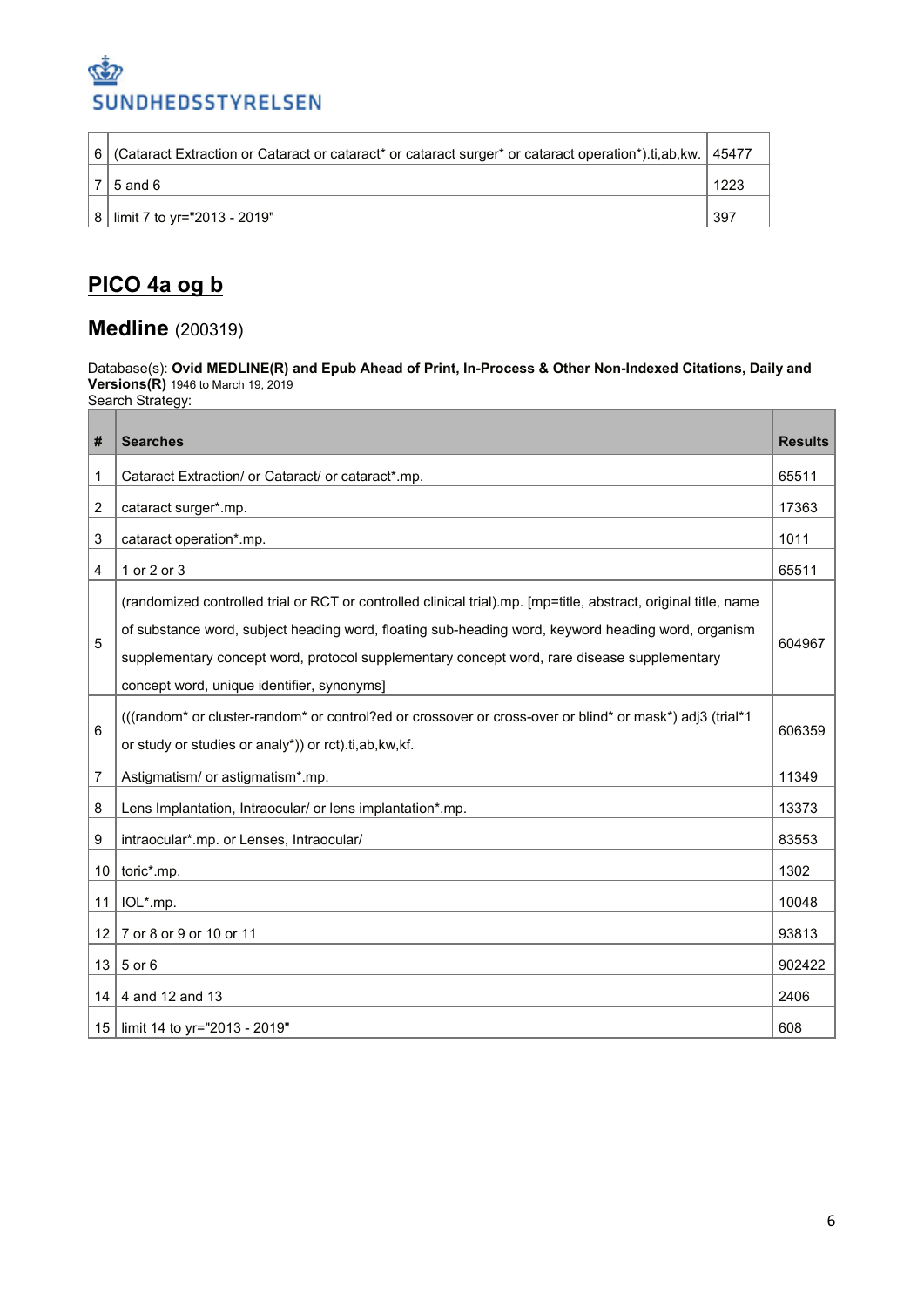| 6 | (Cataract Extraction or Cataract or cataract* or cataract surger* or cataract operation*).ti,ab,kw. | 45477 |
|---|---|---|
| 7 | 5 and 6 | 1223 |
| 8 | limit 7 to yr="2013 - 2019" | 397 |

## PICO 4a og b

## Medline (200319)

Database(s): **Ovid MEDLINE(R) and Epub Ahead of Print, In-Process & Other Non-Indexed Citations, Daily and Versions(R)** 1946 to March 19, 2019
Search Strategy:

| # | Searches | Results |
|---|---|---|
| 1 | Cataract Extraction/ or Cataract/ or cataract*.mp. | 65511 |
| 2 | cataract surger*.mp. | 17363 |
| 3 | cataract operation*.mp. | 1011 |
| 4 | 1 or 2 or 3 | 65511 |
| 5 | (randomized controlled trial or RCT or controlled clinical trial).mp. [mp=title, abstract, original title, name of substance word, subject heading word, floating sub-heading word, keyword heading word, organism supplementary concept word, protocol supplementary concept word, rare disease supplementary concept word, unique identifier, synonyms] | 604967 |
| 6 | (((random* or cluster-random* or control?ed or crossover or cross-over or blind* or mask*) adj3 (trial*1 or study or studies or analy*)) or rct).ti,ab,kw,kf. | 606359 |
| 7 | Astigmatism/ or astigmatism*.mp. | 11349 |
| 8 | Lens Implantation, Intraocular/ or lens implantation*.mp. | 13373 |
| 9 | intraocular*.mp. or Lenses, Intraocular/ | 83553 |
| 10 | toric*.mp. | 1302 |
| 11 | IOL*.mp. | 10048 |
| 12 | 7 or 8 or 9 or 10 or 11 | 93813 |
| 13 | 5 or 6 | 902422 |
| 14 | 4 and 12 and 13 | 2406 |
| 15 | limit 14 to yr="2013 - 2019" | 608 |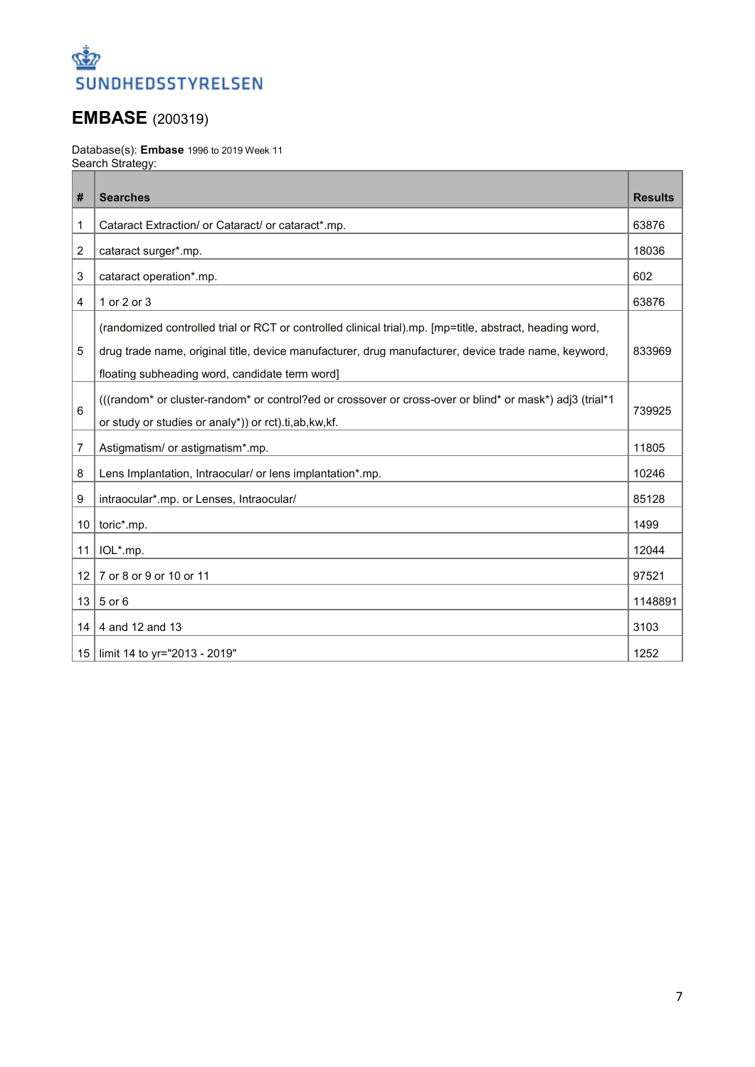SUNDHEDSSTYRELSEN

# EMBASE (200319)

Database(s): **Embase** 1996 to 2019 Week 11
Search Strategy:

| # | Searches | Results |
|---|---|---|
| 1 | Cataract Extraction/ or Cataract/ or cataract*.mp. | 63876 |
| 2 | cataract surger*.mp. | 18036 |
| 3 | cataract operation*.mp. | 602 |
| 4 | 1 or 2 or 3 | 63876 |
| 5 | (randomized controlled trial or RCT or controlled clinical trial).mp. [mp=title, abstract, heading word, drug trade name, original title, device manufacturer, drug manufacturer, device trade name, keyword, floating subheading word, candidate term word] | 833969 |
| 6 | (((random* or cluster-random* or control?ed or crossover or cross-over or blind* or mask*) adj3 (trial*1 or study or studies or analy*)) or rct).ti,ab,kw,kf. | 739925 |
| 7 | Astigmatism/ or astigmatism*.mp. | 11805 |
| 8 | Lens Implantation, Intraocular/ or lens implantation*.mp. | 10246 |
| 9 | intraocular*.mp. or Lenses, Intraocular/ | 85128 |
| 10 | toric*.mp. | 1499 |
| 11 | IOL*.mp. | 12044 |
| 12 | 7 or 8 or 9 or 10 or 11 | 97521 |
| 13 | 5 or 6 | 1148891 |
| 14 | 4 and 12 and 13 | 3103 |
| 15 | limit 14 to yr="2013 - 2019" | 1252 |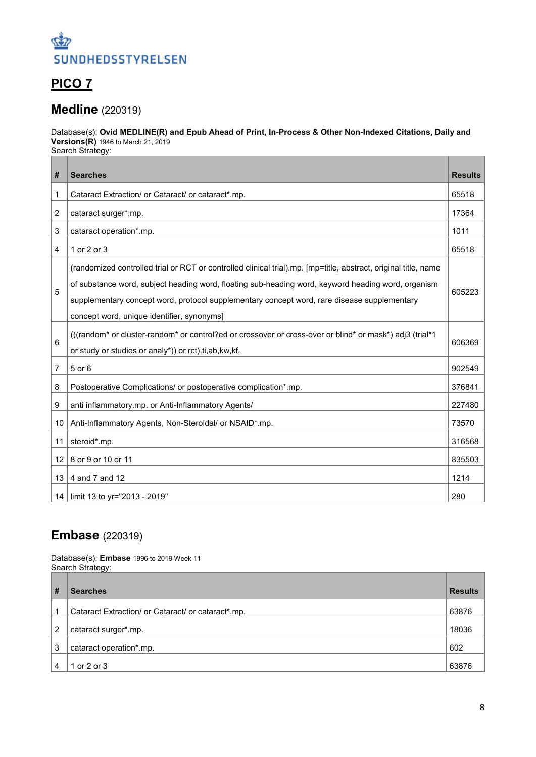SUNDHEDSSTYRELSEN

# PICO 7

## Medline (220319)

Database(s): **Ovid MEDLINE(R) and Epub Ahead of Print, In-Process & Other Non-Indexed Citations, Daily and Versions(R)** 1946 to March 21, 2019
Search Strategy:

| # | Searches | Results |
|---|---|---|
| 1 | Cataract Extraction/ or Cataract/ or cataract*.mp. | 65518 |
| 2 | cataract surger*.mp. | 17364 |
| 3 | cataract operation*.mp. | 1011 |
| 4 | 1 or 2 or 3 | 65518 |
| 5 | (randomized controlled trial or RCT or controlled clinical trial).mp. [mp=title, abstract, original title, name of substance word, subject heading word, floating sub-heading word, keyword heading word, organism supplementary concept word, protocol supplementary concept word, rare disease supplementary concept word, unique identifier, synonyms] | 605223 |
| 6 | (((random* or cluster-random* or control?ed or crossover or cross-over or blind* or mask*) adj3 (trial*1 or study or studies or analy*)) or rct).ti,ab,kw,kf. | 606369 |
| 7 | 5 or 6 | 902549 |
| 8 | Postoperative Complications/ or postoperative complication*.mp. | 376841 |
| 9 | anti inflammatory.mp. or Anti-Inflammatory Agents/ | 227480 |
| 10 | Anti-Inflammatory Agents, Non-Steroidal/ or NSAID*.mp. | 73570 |
| 11 | steroid*.mp. | 316568 |
| 12 | 8 or 9 or 10 or 11 | 835503 |
| 13 | 4 and 7 and 12 | 1214 |
| 14 | limit 13 to yr="2013 - 2019" | 280 |

## Embase (220319)

Database(s): **Embase** 1996 to 2019 Week 11
Search Strategy:

| # | Searches | Results |
|---|---|---|
| 1 | Cataract Extraction/ or Cataract/ or cataract*.mp. | 63876 |
| 2 | cataract surger*.mp. | 18036 |
| 3 | cataract operation*.mp. | 602 |
| 4 | 1 or 2 or 3 | 63876 |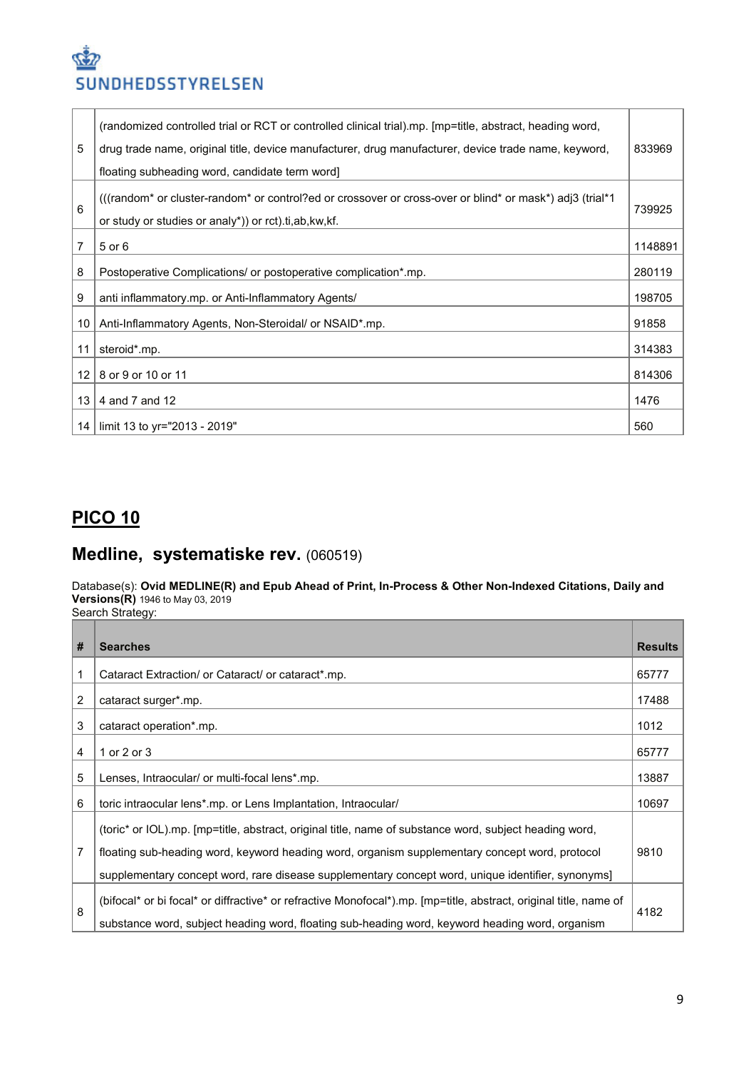| | | |
|---|---|---|
| 5 | (randomized controlled trial or RCT or controlled clinical trial).mp. [mp=title, abstract, heading word, drug trade name, original title, device manufacturer, drug manufacturer, device trade name, keyword, floating subheading word, candidate term word] | 833969 |
| 6 | (((random* or cluster-random* or control?ed or crossover or cross-over or blind* or mask*) adj3 (trial*1 or study or studies or analy*)) or rct).ti,ab,kw,kf. | 739925 |
| 7 | 5 or 6 | 1148891 |
| 8 | Postoperative Complications/ or postoperative complication*.mp. | 280119 |
| 9 | anti inflammatory.mp. or Anti-Inflammatory Agents/ | 198705 |
| 10 | Anti-Inflammatory Agents, Non-Steroidal/ or NSAID*.mp. | 91858 |
| 11 | steroid*.mp. | 314383 |
| 12 | 8 or 9 or 10 or 11 | 814306 |
| 13 | 4 and 7 and 12 | 1476 |
| 14 | limit 13 to yr="2013 - 2019" | 560 |

## PICO 10

### Medline, systematiske rev. (060519)

Database(s): **Ovid MEDLINE(R) and Epub Ahead of Print, In-Process & Other Non-Indexed Citations, Daily and Versions(R)** 1946 to May 03, 2019
Search Strategy:

| # | Searches | Results |
|---|---|---|
| 1 | Cataract Extraction/ or Cataract/ or cataract*.mp. | 65777 |
| 2 | cataract surger*.mp. | 17488 |
| 3 | cataract operation*.mp. | 1012 |
| 4 | 1 or 2 or 3 | 65777 |
| 5 | Lenses, Intraocular/ or multi-focal lens*.mp. | 13887 |
| 6 | toric intraocular lens*.mp. or Lens Implantation, Intraocular/ | 10697 |
| 7 | (toric* or IOL).mp. [mp=title, abstract, original title, name of substance word, subject heading word, floating sub-heading word, keyword heading word, organism supplementary concept word, protocol supplementary concept word, rare disease supplementary concept word, unique identifier, synonyms] | 9810 |
| 8 | (bifocal* or bi focal* or diffractive* or refractive Monofocal*).mp. [mp=title, abstract, original title, name of substance word, subject heading word, floating sub-heading word, keyword heading word, organism | 4182 |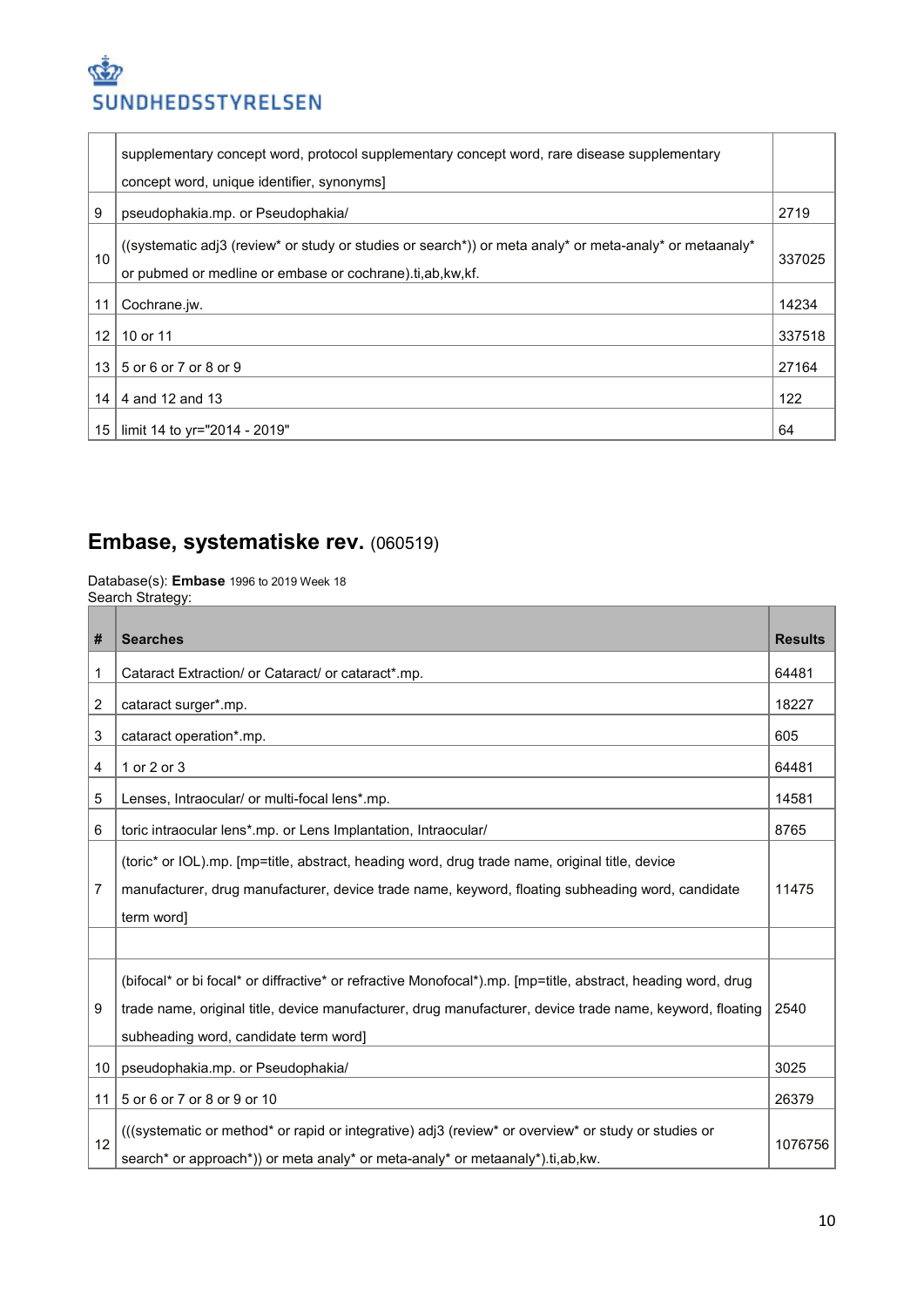| | | |
|---|---|---|
| | supplementary concept word, protocol supplementary concept word, rare disease supplementary concept word, unique identifier, synonyms] | |
| 9 | pseudophakia.mp. or Pseudophakia/ | 2719 |
| 10 | ((systematic adj3 (review* or study or studies or search*)) or meta analy* or meta-analy* or metaanaly* or pubmed or medline or embase or cochrane).ti,ab,kw,kf. | 337025 |
| 11 | Cochrane.jw. | 14234 |
| 12 | 10 or 11 | 337518 |
| 13 | 5 or 6 or 7 or 8 or 9 | 27164 |
| 14 | 4 and 12 and 13 | 122 |
| 15 | limit 14 to yr="2014 - 2019" | 64 |

## Embase, systematiske rev. (060519)

Database(s): **Embase** 1996 to 2019 Week 18
Search Strategy:

| # | Searches | Results |
|---|---|---|
| 1 | Cataract Extraction/ or Cataract/ or cataract*.mp. | 64481 |
| 2 | cataract surger*.mp. | 18227 |
| 3 | cataract operation*.mp. | 605 |
| 4 | 1 or 2 or 3 | 64481 |
| 5 | Lenses, Intraocular/ or multi-focal lens*.mp. | 14581 |
| 6 | toric intraocular lens*.mp. or Lens Implantation, Intraocular/ | 8765 |
| 7 | (toric* or IOL).mp. [mp=title, abstract, heading word, drug trade name, original title, device manufacturer, drug manufacturer, device trade name, keyword, floating subheading word, candidate term word] | 11475 |
| | | |
| 9 | (bifocal* or bi focal* or diffractive* or refractive Monofocal*).mp. [mp=title, abstract, heading word, drug trade name, original title, device manufacturer, drug manufacturer, device trade name, keyword, floating subheading word, candidate term word] | 2540 |
| 10 | pseudophakia.mp. or Pseudophakia/ | 3025 |
| 11 | 5 or 6 or 7 or 8 or 9 or 10 | 26379 |
| 12 | (((systematic or method* or rapid or integrative) adj3 (review* or overview* or study or studies or search* or approach*)) or meta analy* or meta-analy* or metaanaly*).ti,ab,kw. | 1076756 |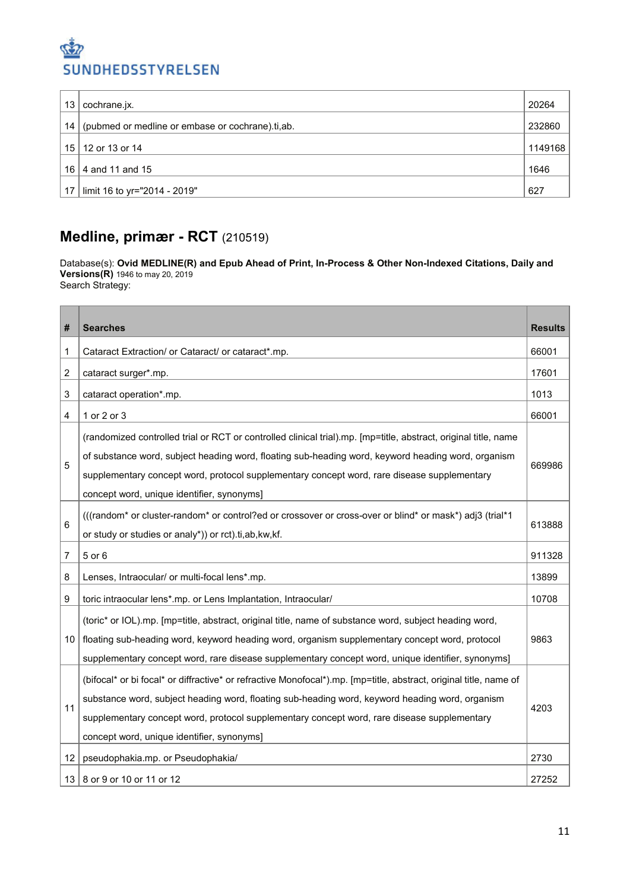| 13 | cochrane.jx. | 20264 |
|---|---|---|
| 14 | (pubmed or medline or embase or cochrane).ti,ab. | 232860 |
| 15 | 12 or 13 or 14 | 1149168 |
| 16 | 4 and 11 and 15 | 1646 |
| 17 | limit 16 to yr="2014 - 2019" | 627 |

## Medline, primær - RCT (210519)

Database(s): **Ovid MEDLINE(R) and Epub Ahead of Print, In-Process & Other Non-Indexed Citations, Daily and Versions(R)** 1946 to may 20, 2019
Search Strategy:

| # | Searches | Results |
|---|---|---|
| 1 | Cataract Extraction/ or Cataract/ or cataract*.mp. | 66001 |
| 2 | cataract surger*.mp. | 17601 |
| 3 | cataract operation*.mp. | 1013 |
| 4 | 1 or 2 or 3 | 66001 |
| 5 | (randomized controlled trial or RCT or controlled clinical trial).mp. [mp=title, abstract, original title, name of substance word, subject heading word, floating sub-heading word, keyword heading word, organism supplementary concept word, protocol supplementary concept word, rare disease supplementary concept word, unique identifier, synonyms] | 669986 |
| 6 | (((random* or cluster-random* or control?ed or crossover or cross-over or blind* or mask*) adj3 (trial*1 or study or studies or analy*)) or rct).ti,ab,kw,kf. | 613888 |
| 7 | 5 or 6 | 911328 |
| 8 | Lenses, Intraocular/ or multi-focal lens*.mp. | 13899 |
| 9 | toric intraocular lens*.mp. or Lens Implantation, Intraocular/ | 10708 |
| 10 | (toric* or IOL).mp. [mp=title, abstract, original title, name of substance word, subject heading word, floating sub-heading word, keyword heading word, organism supplementary concept word, protocol supplementary concept word, rare disease supplementary concept word, unique identifier, synonyms] | 9863 |
| 11 | (bifocal* or bi focal* or diffractive* or refractive Monofocal*).mp. [mp=title, abstract, original title, name of substance word, subject heading word, floating sub-heading word, keyword heading word, organism supplementary concept word, protocol supplementary concept word, rare disease supplementary concept word, unique identifier, synonyms] | 4203 |
| 12 | pseudophakia.mp. or Pseudophakia/ | 2730 |
| 13 | 8 or 9 or 10 or 11 or 12 | 27252 |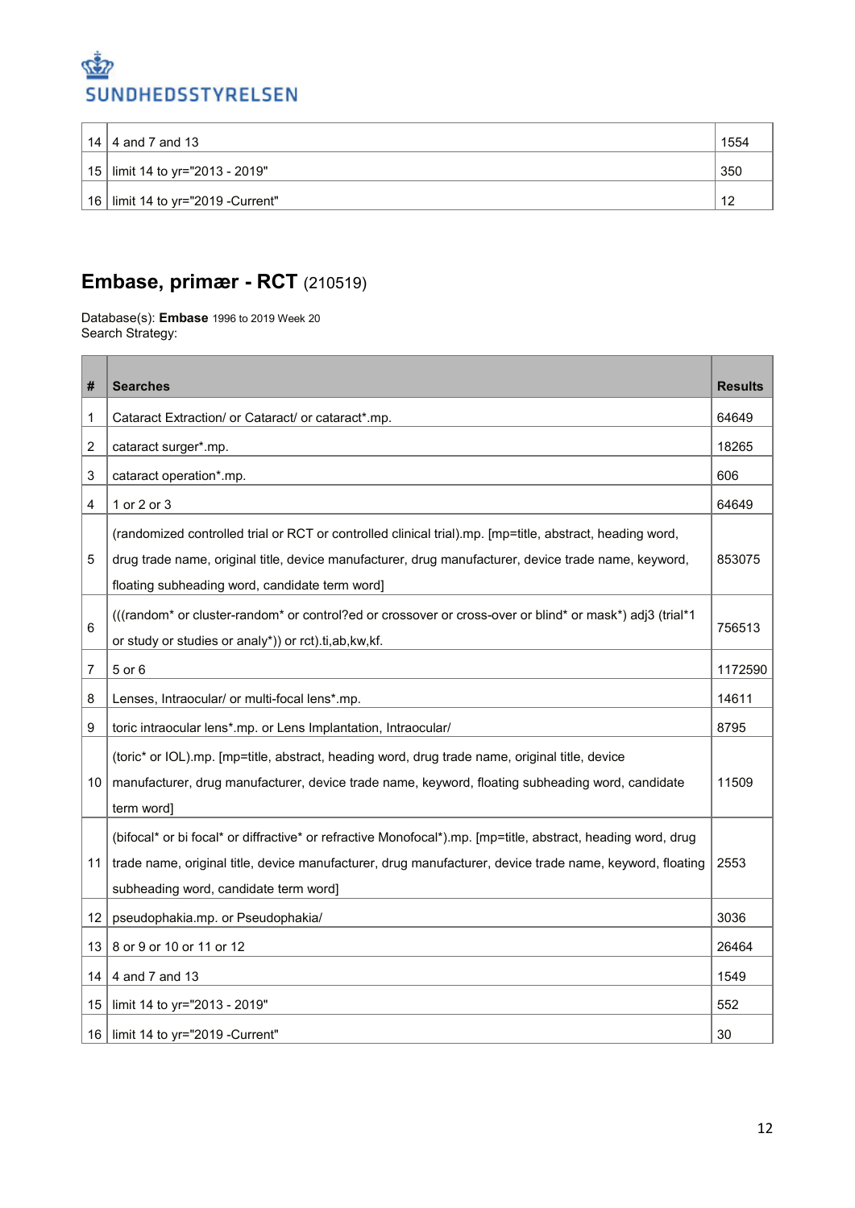| | | |
|---|---|---|
| 14 | 4 and 7 and 13 | 1554 |
| 15 | limit 14 to yr="2013 - 2019" | 350 |
| 16 | limit 14 to yr="2019 -Current" | 12 |

## Embase, primær - RCT (210519)

Database(s): **Embase** 1996 to 2019 Week 20
Search Strategy:

| # | Searches | Results |
|---|---|---|
| 1 | Cataract Extraction/ or Cataract/ or cataract*.mp. | 64649 |
| 2 | cataract surger*.mp. | 18265 |
| 3 | cataract operation*.mp. | 606 |
| 4 | 1 or 2 or 3 | 64649 |
| 5 | (randomized controlled trial or RCT or controlled clinical trial).mp. [mp=title, abstract, heading word, drug trade name, original title, device manufacturer, drug manufacturer, device trade name, keyword, floating subheading word, candidate term word] | 853075 |
| 6 | (((random* or cluster-random* or control?ed or crossover or cross-over or blind* or mask*) adj3 (trial*1 or study or studies or analy*)) or rct).ti,ab,kw,kf. | 756513 |
| 7 | 5 or 6 | 1172590 |
| 8 | Lenses, Intraocular/ or multi-focal lens*.mp. | 14611 |
| 9 | toric intraocular lens*.mp. or Lens Implantation, Intraocular/ | 8795 |
| 10 | (toric* or IOL).mp. [mp=title, abstract, heading word, drug trade name, original title, device manufacturer, drug manufacturer, device trade name, keyword, floating subheading word, candidate term word] | 11509 |
| 11 | (bifocal* or bi focal* or diffractive* or refractive Monofocal*).mp. [mp=title, abstract, heading word, drug trade name, original title, device manufacturer, drug manufacturer, device trade name, keyword, floating subheading word, candidate term word] | 2553 |
| 12 | pseudophakia.mp. or Pseudophakia/ | 3036 |
| 13 | 8 or 9 or 10 or 11 or 12 | 26464 |
| 14 | 4 and 7 and 13 | 1549 |
| 15 | limit 14 to yr="2013 - 2019" | 552 |
| 16 | limit 14 to yr="2019 -Current" | 30 |